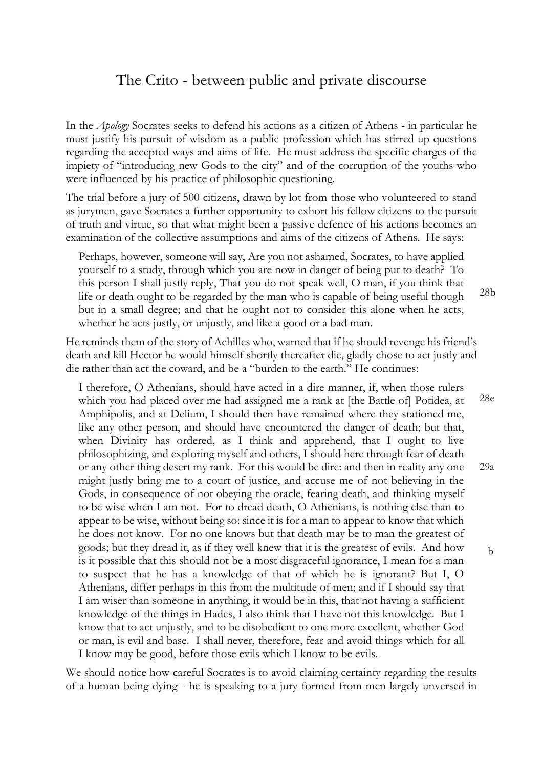# The Crito - between public and private discourse

In the *Apology* Socrates seeks to defend his actions as a citizen of Athens - in particular he must justify his pursuit of wisdom as a public profession which has stirred up questions regarding the accepted ways and aims of life. He must address the specific charges of the impiety of "introducing new Gods to the city" and of the corruption of the youths who were influenced by his practice of philosophic questioning.

The trial before a jury of 500 citizens, drawn by lot from those who volunteered to stand as jurymen, gave Socrates a further opportunity to exhort his fellow citizens to the pursuit of truth and virtue, so that what might been a passive defence of his actions becomes an examination of the collective assumptions and aims of the citizens of Athens. He says:

> Perhaps, however, someone will say, Are you not ashamed, Socrates, to have applied yourself to a study, through which you are now in danger of being put to death? To this person I shall justly reply, That you do not speak well, O man, if you think that life or death ought to be regarded by the man who is capable of being useful though but in a small degree; and that he ought not to consider this alone when he acts, whether he acts justly, or unjustly, and like a good or a bad man. 28b

He reminds them of the story of Achilles who, warned that if he should revenge his friend's death and kill Hector he would himself shortly thereafter die, gladly chose to act justly and die rather than act the coward, and be a "burden to the earth." He continues:

> I therefore, O Athenians, should have acted in a dire manner, if, when those rulers which you had placed over me had assigned me a rank at [the Battle of] Potidea, at Amphipolis, and at Delium, I should then have remained where they stationed me, like any other person, and should have encountered the danger of death; but that, when Divinity has ordered, as I think and apprehend, that I ought to live philosophizing, and exploring myself and others, I should here through fear of death or any other thing desert my rank. For this would be dire: and then in reality any one might justly bring me to a court of justice, and accuse me of not believing in the Gods, in consequence of not obeying the oracle, fearing death, and thinking myself to be wise when I am not. For to dread death, O Athenians, is nothing else than to appear to be wise, without being so: since it is for a man to appear to know that which he does not know. For no one knows but that death may be to man the greatest of goods; but they dread it, as if they well knew that it is the greatest of evils. And how is it possible that this should not be a most disgraceful ignorance, I mean for a man to suspect that he has a knowledge of that of which he is ignorant? But I, O Athenians, differ perhaps in this from the multitude of men; and if I should say that I am wiser than someone in anything, it would be in this, that not having a sufficient knowledge of the things in Hades, I also think that I have not this knowledge. But I know that to act unjustly, and to be disobedient to one more excellent, whether God or man, is evil and base. I shall never, therefore, fear and avoid things which for all I know may be good, before those evils which I know to be evils. 28e 29a b

We should notice how careful Socrates is to avoid claiming certainty regarding the results of a human being dying - he is speaking to a jury formed from men largely unversed in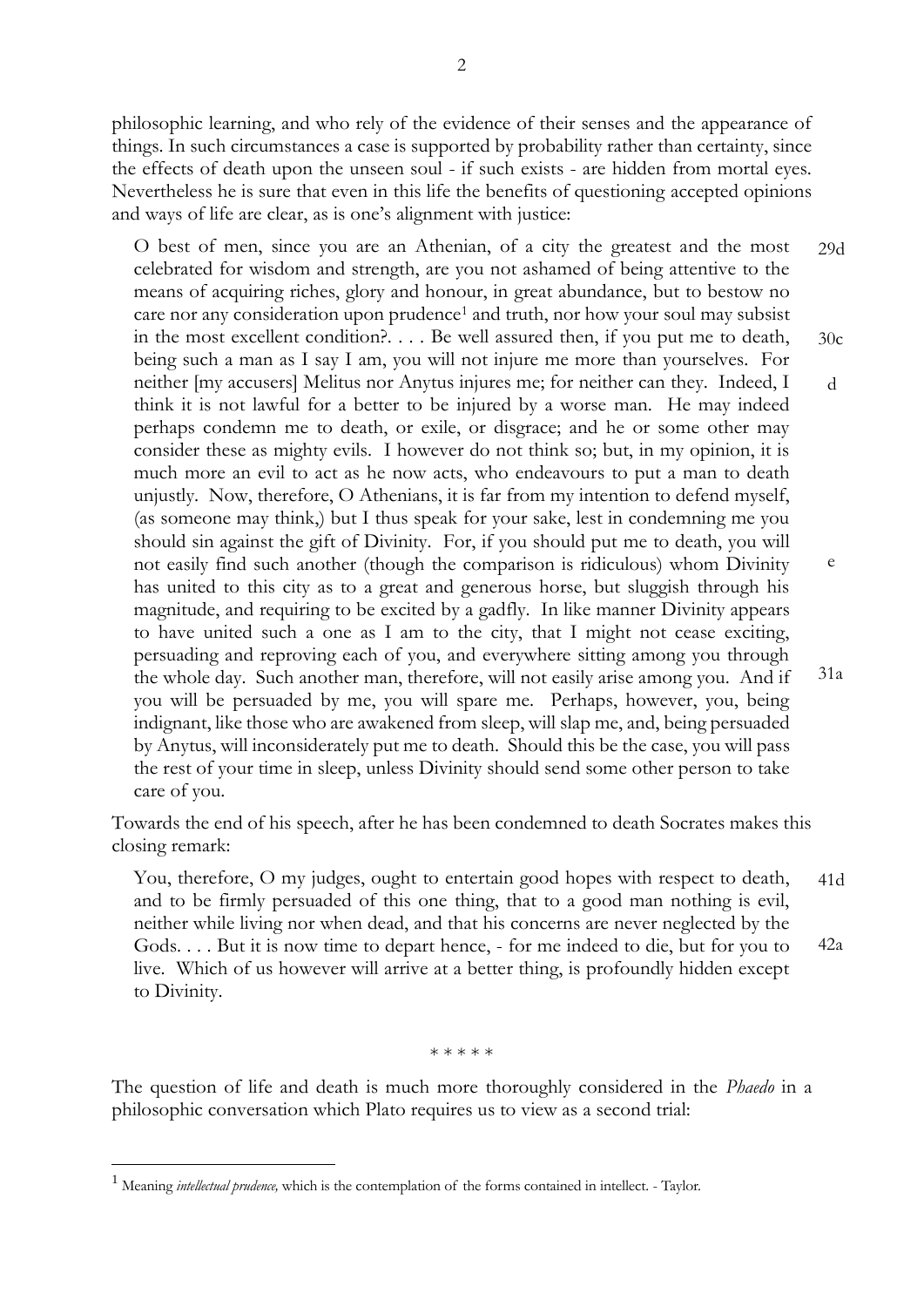philosophic learning, and who rely of the evidence of their senses and the appearance of things. In such circumstances a case is supported by probability rather than certainty, since the effects of death upon the unseen soul - if such exists - are hidden from mortal eyes. Nevertheless he is sure that even in this life the benefits of questioning accepted opinions and ways of life are clear, as is one's alignment with justice:

> O best of men, since you are an Athenian, of a city the greatest and the most celebrated for wisdom and strength, are you not ashamed of being attentive to the means of acquiring riches, glory and honour, in great abundance, but to bestow no care nor any consideration upon prudence[1] and truth, nor how your soul may subsist in the most excellent condition?. . . . Be well assured then, if you put me to death, being such a man as I say I am, you will not injure me more than yourselves. For neither [my accusers] Melitus nor Anytus injures me; for neither can they. Indeed, I think it is not lawful for a better to be injured by a worse man. He may indeed perhaps condemn me to death, or exile, or disgrace; and he or some other may consider these as mighty evils. I however do not think so; but, in my opinion, it is much more an evil to act as he now acts, who endeavours to put a man to death unjustly. Now, therefore, O Athenians, it is far from my intention to defend myself, (as someone may think,) but I thus speak for your sake, lest in condemning me you should sin against the gift of Divinity. For, if you should put me to death, you will not easily find such another (though the comparison is ridiculous) whom Divinity has united to this city as to a great and generous horse, but sluggish through his magnitude, and requiring to be excited by a gadfly. In like manner Divinity appears to have united such a one as I am to the city, that I might not cease exciting, persuading and reproving each of you, and everywhere sitting among you through the whole day. Such another man, therefore, will not easily arise among you. And if you will be persuaded by me, you will spare me. Perhaps, however, you, being indignant, like those who are awakened from sleep, will slap me, and, being persuaded by Anytus, will inconsiderately put me to death. Should this be the case, you will pass the rest of your time in sleep, unless Divinity should send some other person to take care of you. (29d, 30c, d, e, 31a)

Towards the end of his speech, after he has been condemned to death Socrates makes this closing remark:

> You, therefore, O my judges, ought to entertain good hopes with respect to death, and to be firmly persuaded of this one thing, that to a good man nothing is evil, neither while living nor when dead, and that his concerns are never neglected by the Gods. . . . But it is now time to depart hence, - for me indeed to die, but for you to live. Which of us however will arrive at a better thing, is profoundly hidden except to Divinity. (41d, 42a)

\* \* \* \* \*

The question of life and death is much more thoroughly considered in the *Phaedo* in a philosophic conversation which Plato requires us to view as a second trial:

---

[1] Meaning *intellectual prudence,* which is the contemplation of the forms contained in intellect. - Taylor.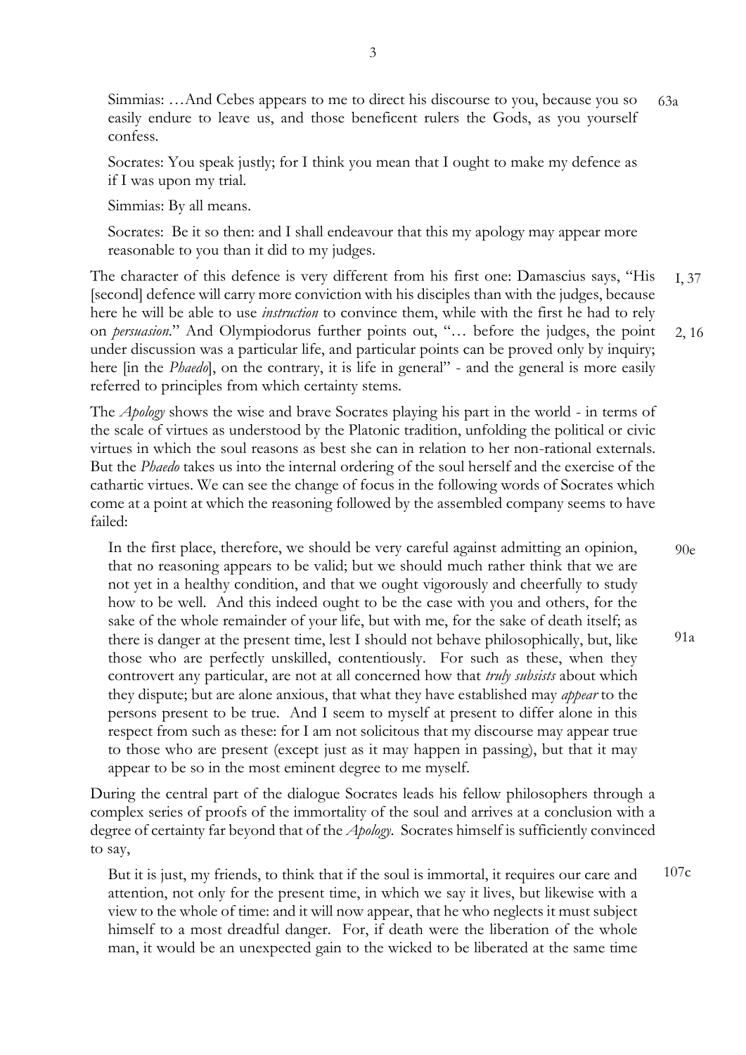> Simmias: …And Cebes appears to me to direct his discourse to you, because you so easily endure to leave us, and those beneficent rulers the Gods, as you yourself confess. 63a
>
> Socrates: You speak justly; for I think you mean that I ought to make my defence as if I was upon my trial.
>
> Simmias: By all means.
>
> Socrates: Be it so then: and I shall endeavour that this my apology may appear more reasonable to you than it did to my judges.

The character of this defence is very different from his first one: Damascius says, "His [second] defence will carry more conviction with his disciples than with the judges, because here he will be able to use *instruction* to convince them, while with the first he had to rely on *persuasion*." (I, 37) And Olympiodorus further points out, "… before the judges, the point under discussion was a particular life, and particular points can be proved only by inquiry; here [in the *Phaedo*], on the contrary, it is life in general" (2, 16) - and the general is more easily referred to principles from which certainty stems.

The *Apology* shows the wise and brave Socrates playing his part in the world - in terms of the scale of virtues as understood by the Platonic tradition, unfolding the political or civic virtues in which the soul reasons as best she can in relation to her non-rational externals. But the *Phaedo* takes us into the internal ordering of the soul herself and the exercise of the cathartic virtues. We can see the change of focus in the following words of Socrates which come at a point at which the reasoning followed by the assembled company seems to have failed:

> In the first place, therefore, we should be very careful against admitting an opinion, that no reasoning appears to be valid; but we should much rather think that we are not yet in a healthy condition, and that we ought vigorously and cheerfully to study how to be well. And this indeed ought to be the case with you and others, for the sake of the whole remainder of your life, but with me, for the sake of death itself; as there is danger at the present time, lest I should not behave philosophically, but, like those who are perfectly unskilled, contentiously. For such as these, when they controvert any particular, are not at all concerned how that *truly subsists* about which they dispute; but are alone anxious, that what they have established may *appear* to the persons present to be true. And I seem to myself at present to differ alone in this respect from such as these: for I am not solicitous that my discourse may appear true to those who are present (except just as it may happen in passing), but that it may appear to be so in the most eminent degree to me myself. 90e–91a

During the central part of the dialogue Socrates leads his fellow philosophers through a complex series of proofs of the immortality of the soul and arrives at a conclusion with a degree of certainty far beyond that of the *Apology*. Socrates himself is sufficiently convinced to say,

> But it is just, my friends, to think that if the soul is immortal, it requires our care and attention, not only for the present time, in which we say it lives, but likewise with a view to the whole of time: and it will now appear, that he who neglects it must subject himself to a most dreadful danger. For, if death were the liberation of the whole man, it would be an unexpected gain to the wicked to be liberated at the same time 107c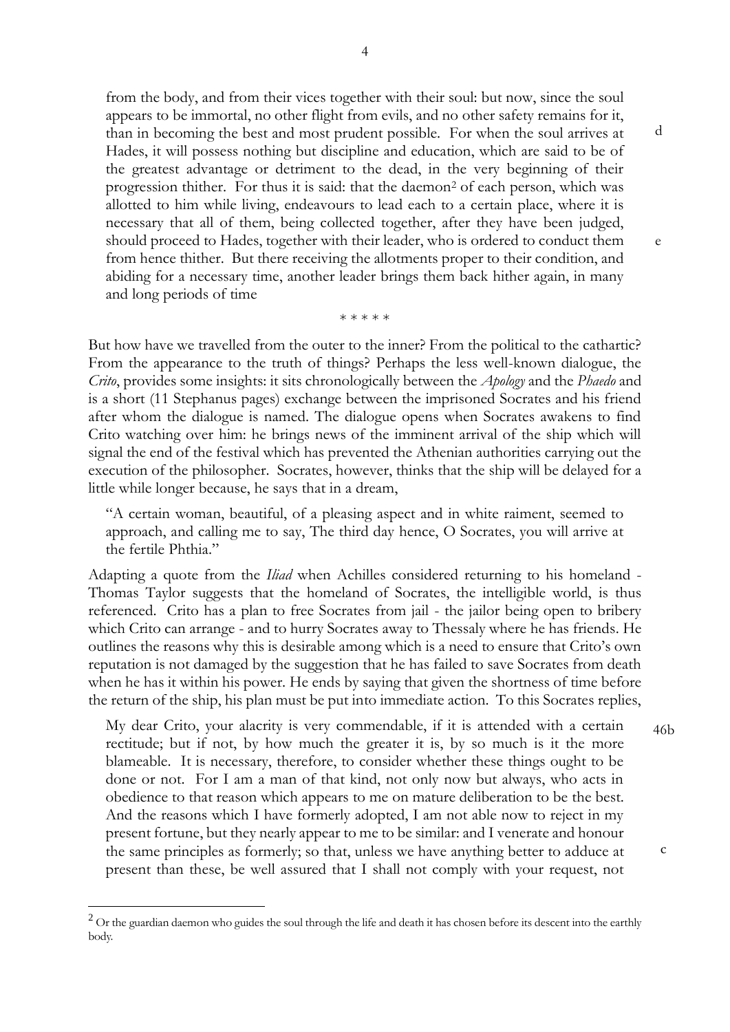> from the body, and from their vices together with their soul: but now, since the soul appears to be immortal, no other flight from evils, and no other safety remains for it, than in becoming the best and most prudent possible. For when the soul arrives at Hades, it will possess nothing but discipline and education, which are said to be of the greatest advantage or detriment to the dead, in the very beginning of their progression thither. For thus it is said: that the daemon[2] of each person, which was allotted to him while living, endeavours to lead each to a certain place, where it is necessary that all of them, being collected together, after they have been judged, should proceed to Hades, together with their leader, who is ordered to conduct them from hence thither. But there receiving the allotments proper to their condition, and abiding for a necessary time, another leader brings them back hither again, in many and long periods of time d e

\* \* \* \* \*

But how have we travelled from the outer to the inner? From the political to the cathartic? From the appearance to the truth of things? Perhaps the less well-known dialogue, the *Crito*, provides some insights: it sits chronologically between the *Apology* and the *Phaedo* and is a short (11 Stephanus pages) exchange between the imprisoned Socrates and his friend after whom the dialogue is named. The dialogue opens when Socrates awakens to find Crito watching over him: he brings news of the imminent arrival of the ship which will signal the end of the festival which has prevented the Athenian authorities carrying out the execution of the philosopher. Socrates, however, thinks that the ship will be delayed for a little while longer because, he says that in a dream,

> "A certain woman, beautiful, of a pleasing aspect and in white raiment, seemed to approach, and calling me to say, The third day hence, O Socrates, you will arrive at the fertile Phthia."

Adapting a quote from the *Iliad* when Achilles considered returning to his homeland - Thomas Taylor suggests that the homeland of Socrates, the intelligible world, is thus referenced. Crito has a plan to free Socrates from jail - the jailor being open to bribery which Crito can arrange - and to hurry Socrates away to Thessaly where he has friends. He outlines the reasons why this is desirable among which is a need to ensure that Crito's own reputation is not damaged by the suggestion that he has failed to save Socrates from death when he has it within his power. He ends by saying that given the shortness of time before the return of the ship, his plan must be put into immediate action. To this Socrates replies,

> 46b My dear Crito, your alacrity is very commendable, if it is attended with a certain rectitude; but if not, by how much the greater it is, by so much is it the more blameable. It is necessary, therefore, to consider whether these things ought to be done or not. For I am a man of that kind, not only now but always, who acts in obedience to that reason which appears to me on mature deliberation to be the best. And the reasons which I have formerly adopted, I am not able now to reject in my present fortune, but they nearly appear to me to be similar: and I venerate and honour the same principles as formerly; so that, unless we have anything better to adduce at present than these, be well assured that I shall not comply with your request, not c

[2] Or the guardian daemon who guides the soul through the life and death it has chosen before its descent into the earthly body.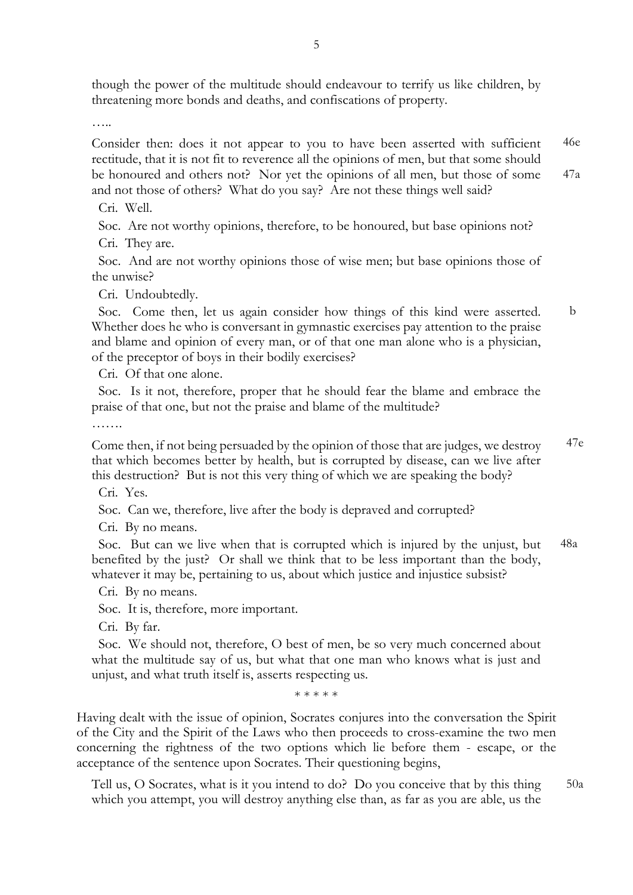though the power of the multitude should endeavour to terrify us like children, by threatening more bonds and deaths, and confiscations of property.

…..

Consider then: does it not appear to you to have been asserted with sufficient rectitude, that it is not fit to reverence all the opinions of men, but that some should be honoured and others not? Nor yet the opinions of all men, but those of some and not those of others? What do you say? Are not these things well said? 46e 47a

Cri. Well.

Soc. Are not worthy opinions, therefore, to be honoured, but base opinions not?

Cri. They are.

Soc. And are not worthy opinions those of wise men; but base opinions those of the unwise?

Cri. Undoubtedly.

Soc. Come then, let us again consider how things of this kind were asserted. Whether does he who is conversant in gymnastic exercises pay attention to the praise and blame and opinion of every man, or of that one man alone who is a physician, of the preceptor of boys in their bodily exercises? b

Cri. Of that one alone.

Soc. Is it not, therefore, proper that he should fear the blame and embrace the praise of that one, but not the praise and blame of the multitude?

…….

Come then, if not being persuaded by the opinion of those that are judges, we destroy that which becomes better by health, but is corrupted by disease, can we live after this destruction? But is not this very thing of which we are speaking the body? 47e

Cri. Yes.

Soc. Can we, therefore, live after the body is depraved and corrupted?

Cri. By no means.

Soc. But can we live when that is corrupted which is injured by the unjust, but benefited by the just? Or shall we think that to be less important than the body, whatever it may be, pertaining to us, about which justice and injustice subsist? 48a

Cri. By no means.

Soc. It is, therefore, more important.

Cri. By far.

Soc. We should not, therefore, O best of men, be so very much concerned about what the multitude say of us, but what that one man who knows what is just and unjust, and what truth itself is, asserts respecting us.

\* \* \* \* \*

Having dealt with the issue of opinion, Socrates conjures into the conversation the Spirit of the City and the Spirit of the Laws who then proceeds to cross-examine the two men concerning the rightness of the two options which lie before them - escape, or the acceptance of the sentence upon Socrates. Their questioning begins,

Tell us, O Socrates, what is it you intend to do? Do you conceive that by this thing which you attempt, you will destroy anything else than, as far as you are able, us the 50a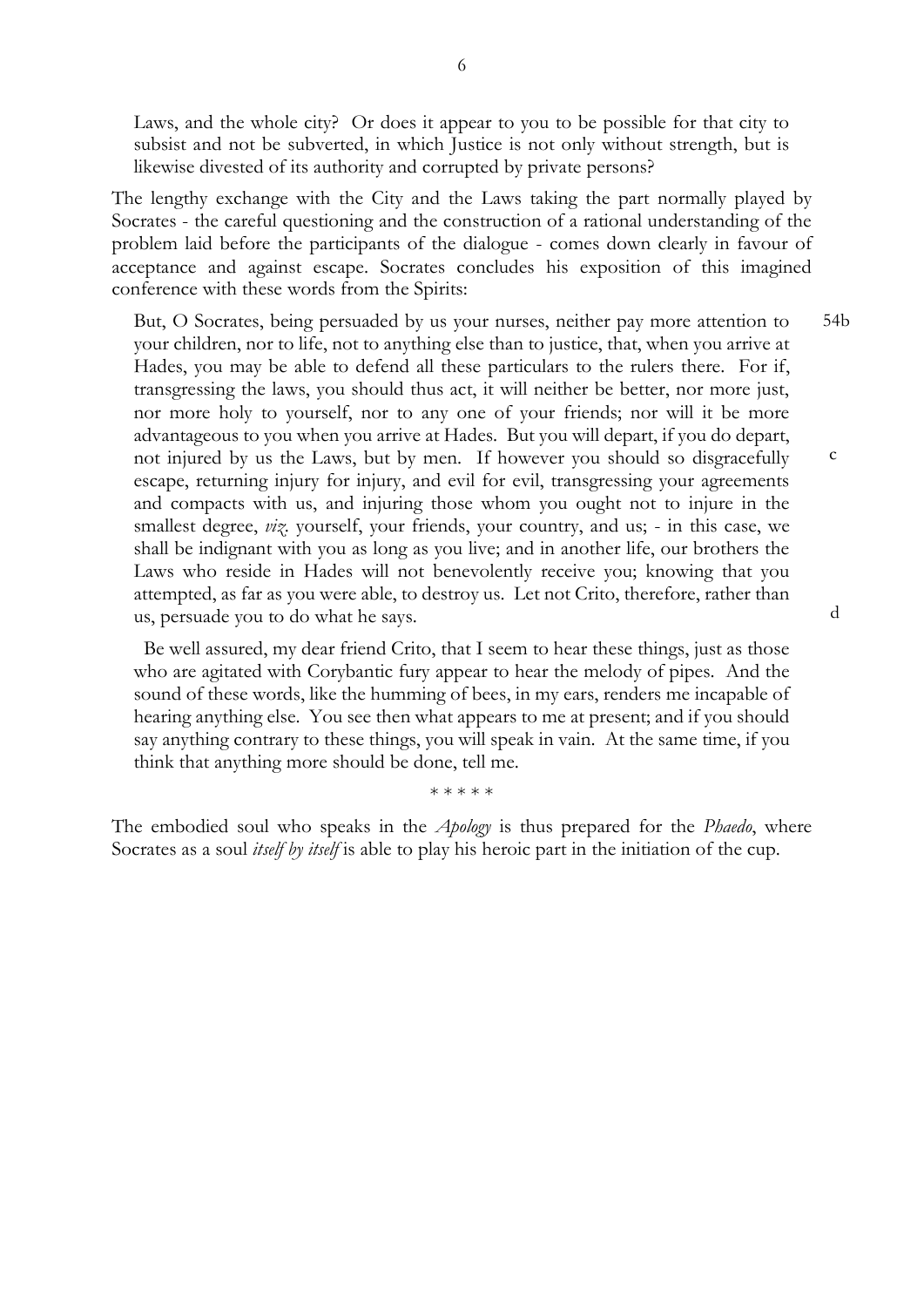> Laws, and the whole city? Or does it appear to you to be possible for that city to subsist and not be subverted, in which Justice is not only without strength, but is likewise divested of its authority and corrupted by private persons?

The lengthy exchange with the City and the Laws taking the part normally played by Socrates - the careful questioning and the construction of a rational understanding of the problem laid before the participants of the dialogue - comes down clearly in favour of acceptance and against escape. Socrates concludes his exposition of this imagined conference with these words from the Spirits:

> But, O Socrates, being persuaded by us your nurses, neither pay more attention to your children, nor to life, not to anything else than to justice, that, when you arrive at Hades, you may be able to defend all these particulars to the rulers there. For if, transgressing the laws, you should thus act, it will neither be better, nor more just, nor more holy to yourself, nor to any one of your friends; nor will it be more advantageous to you when you arrive at Hades. But you will depart, if you do depart, not injured by us the Laws, but by men. If however you should so disgracefully escape, returning injury for injury, and evil for evil, transgressing your agreements and compacts with us, and injuring those whom you ought not to injure in the smallest degree, *viz.* yourself, your friends, your country, and us; - in this case, we shall be indignant with you as long as you live; and in another life, our brothers the Laws who reside in Hades will not benevolently receive you; knowing that you attempted, as far as you were able, to destroy us. Let not Crito, therefore, rather than us, persuade you to do what he says. 54b c d
>
> Be well assured, my dear friend Crito, that I seem to hear these things, just as those who are agitated with Corybantic fury appear to hear the melody of pipes. And the sound of these words, like the humming of bees, in my ears, renders me incapable of hearing anything else. You see then what appears to me at present; and if you should say anything contrary to these things, you will speak in vain. At the same time, if you think that anything more should be done, tell me.

\* \* \* \* \*

The embodied soul who speaks in the *Apology* is thus prepared for the *Phaedo*, where Socrates as a soul *itself by itself* is able to play his heroic part in the initiation of the cup.